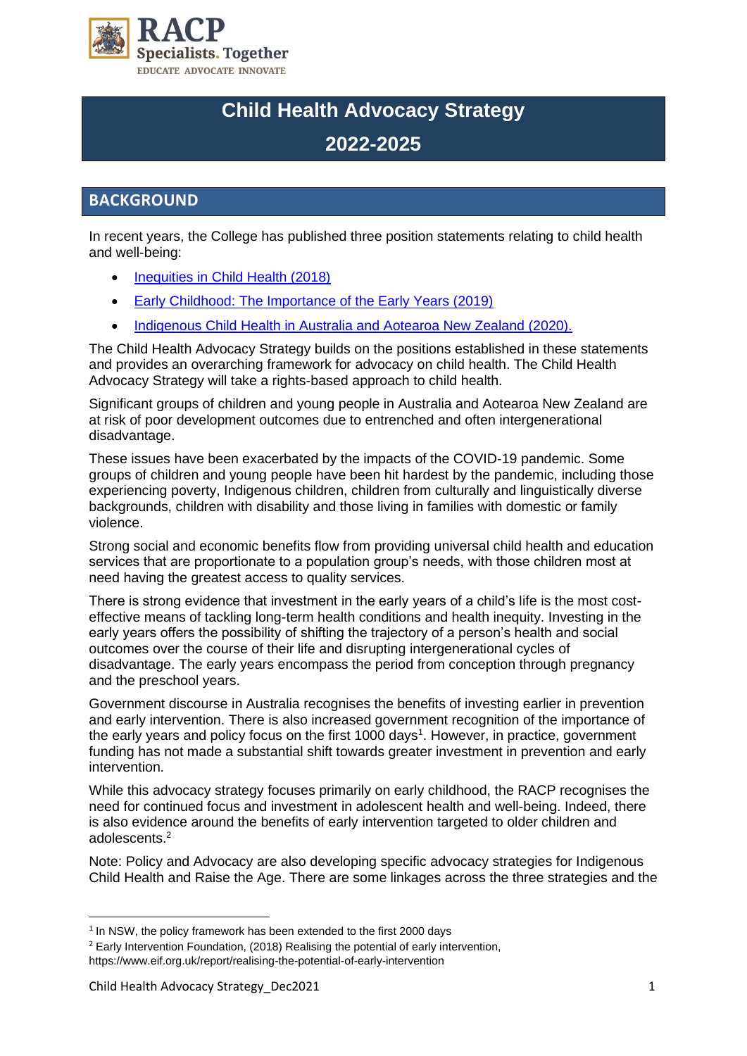# Child Health Advocacy Strategy

# 2022-2025

## BACKGROUND

In recent years, the College has published three position statements relating to child health and well-being:

- [Inequities in Child Health (2018)]
- [Early Childhood: The Importance of the Early Years (2019)]
- [Indigenous Child Health in Australia and Aotearoa New Zealand (2020).]

The Child Health Advocacy Strategy builds on the positions established in these statements and provides an overarching framework for advocacy on child health. The Child Health Advocacy Strategy will take a rights-based approach to child health.

Significant groups of children and young people in Australia and Aotearoa New Zealand are at risk of poor development outcomes due to entrenched and often intergenerational disadvantage.

These issues have been exacerbated by the impacts of the COVID-19 pandemic. Some groups of children and young people have been hit hardest by the pandemic, including those experiencing poverty, Indigenous children, children from culturally and linguistically diverse backgrounds, children with disability and those living in families with domestic or family violence.

Strong social and economic benefits flow from providing universal child health and education services that are proportionate to a population group's needs, with those children most at need having the greatest access to quality services.

There is strong evidence that investment in the early years of a child's life is the most cost-effective means of tackling long-term health conditions and health inequity. Investing in the early years offers the possibility of shifting the trajectory of a person's health and social outcomes over the course of their life and disrupting intergenerational cycles of disadvantage. The early years encompass the period from conception through pregnancy and the preschool years.

Government discourse in Australia recognises the benefits of investing earlier in prevention and early intervention. There is also increased government recognition of the importance of the early years and policy focus on the first 1000 days[1]. However, in practice, government funding has not made a substantial shift towards greater investment in prevention and early intervention.

While this advocacy strategy focuses primarily on early childhood, the RACP recognises the need for continued focus and investment in adolescent health and well-being. Indeed, there is also evidence around the benefits of early intervention targeted to older children and adolescents.[2]

Note: Policy and Advocacy are also developing specific advocacy strategies for Indigenous Child Health and Raise the Age. There are some linkages across the three strategies and the

[1] In NSW, the policy framework has been extended to the first 2000 days

[2] Early Intervention Foundation, (2018) Realising the potential of early intervention, https://www.eif.org.uk/report/realising-the-potential-of-early-intervention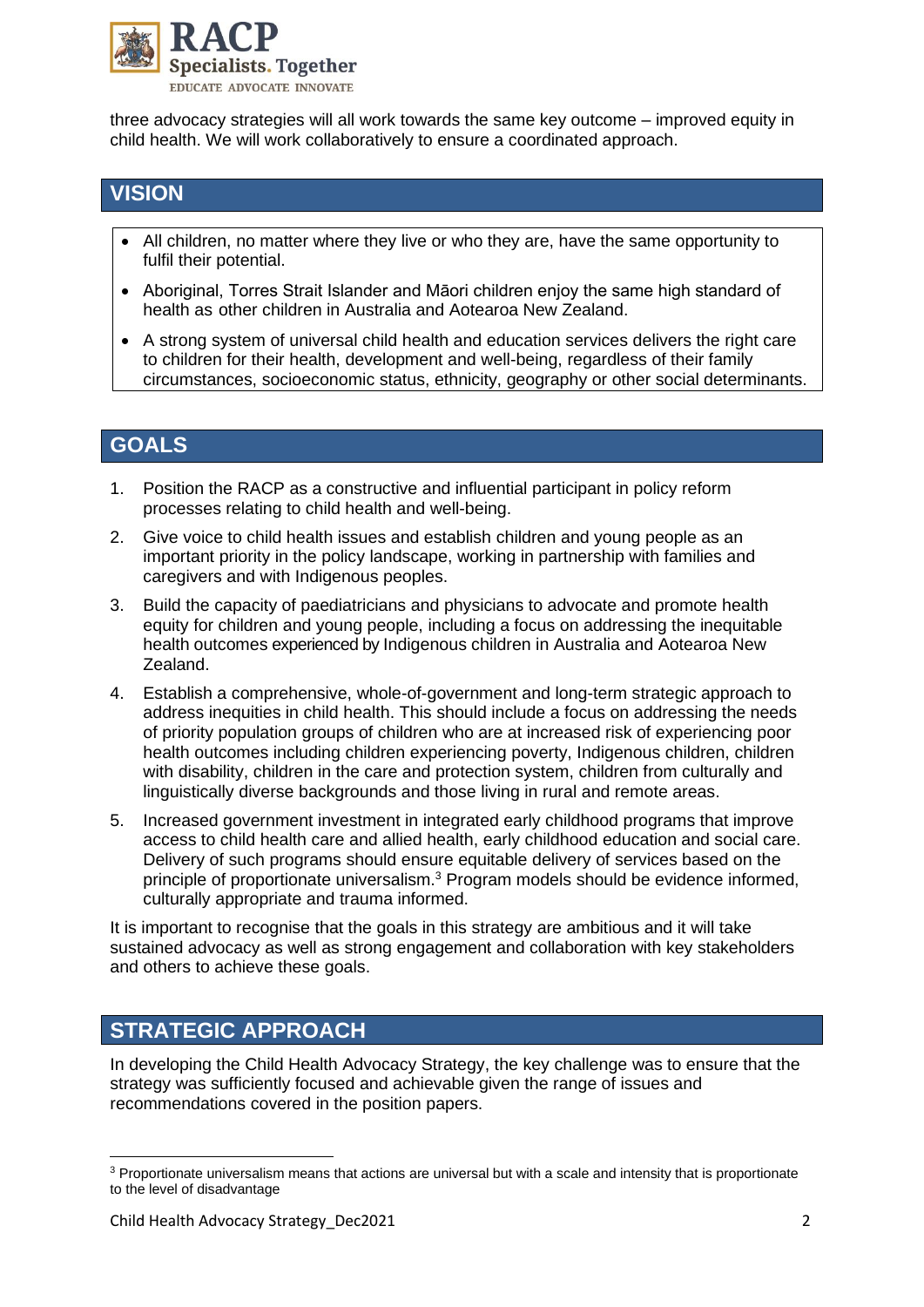three advocacy strategies will all work towards the same key outcome – improved equity in child health. We will work collaboratively to ensure a coordinated approach.

## VISION

- All children, no matter where they live or who they are, have the same opportunity to fulfil their potential.
- Aboriginal, Torres Strait Islander and Māori children enjoy the same high standard of health as other children in Australia and Aotearoa New Zealand.
- A strong system of universal child health and education services delivers the right care to children for their health, development and well-being, regardless of their family circumstances, socioeconomic status, ethnicity, geography or other social determinants.

## GOALS

1. Position the RACP as a constructive and influential participant in policy reform processes relating to child health and well-being.
2. Give voice to child health issues and establish children and young people as an important priority in the policy landscape, working in partnership with families and caregivers and with Indigenous peoples.
3. Build the capacity of paediatricians and physicians to advocate and promote health equity for children and young people, including a focus on addressing the inequitable health outcomes experienced by Indigenous children in Australia and Aotearoa New Zealand.
4. Establish a comprehensive, whole-of-government and long-term strategic approach to address inequities in child health. This should include a focus on addressing the needs of priority population groups of children who are at increased risk of experiencing poor health outcomes including children experiencing poverty, Indigenous children, children with disability, children in the care and protection system, children from culturally and linguistically diverse backgrounds and those living in rural and remote areas.
5. Increased government investment in integrated early childhood programs that improve access to child health care and allied health, early childhood education and social care. Delivery of such programs should ensure equitable delivery of services based on the principle of proportionate universalism.[3] Program models should be evidence informed, culturally appropriate and trauma informed.

It is important to recognise that the goals in this strategy are ambitious and it will take sustained advocacy as well as strong engagement and collaboration with key stakeholders and others to achieve these goals.

## STRATEGIC APPROACH

In developing the Child Health Advocacy Strategy, the key challenge was to ensure that the strategy was sufficiently focused and achievable given the range of issues and recommendations covered in the position papers.

[3] Proportionate universalism means that actions are universal but with a scale and intensity that is proportionate to the level of disadvantage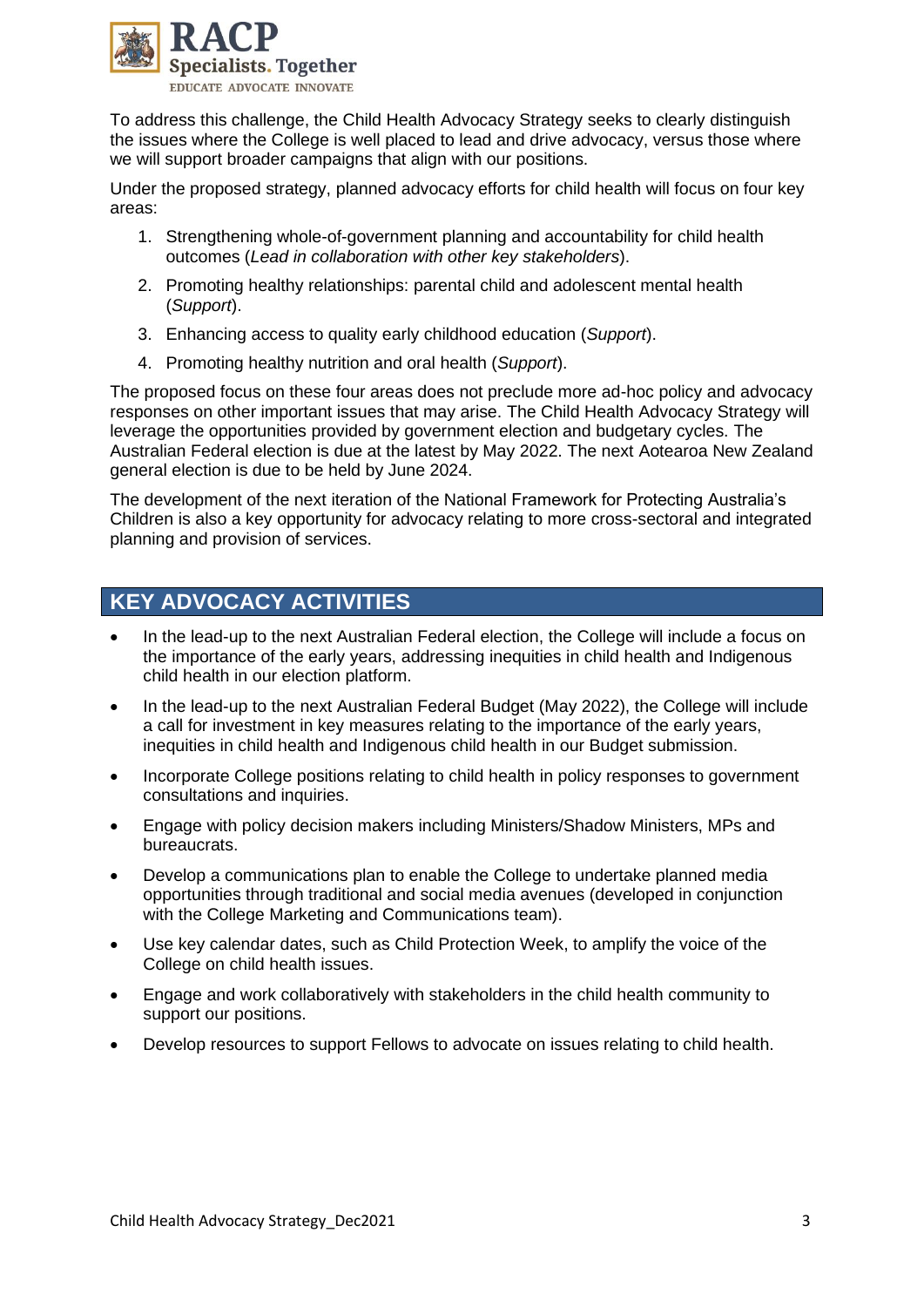To address this challenge, the Child Health Advocacy Strategy seeks to clearly distinguish the issues where the College is well placed to lead and drive advocacy, versus those where we will support broader campaigns that align with our positions.

Under the proposed strategy, planned advocacy efforts for child health will focus on four key areas:

1. Strengthening whole-of-government planning and accountability for child health outcomes (*Lead in collaboration with other key stakeholders*).
2. Promoting healthy relationships: parental child and adolescent mental health (*Support*).
3. Enhancing access to quality early childhood education (*Support*).
4. Promoting healthy nutrition and oral health (*Support*).

The proposed focus on these four areas does not preclude more ad-hoc policy and advocacy responses on other important issues that may arise. The Child Health Advocacy Strategy will leverage the opportunities provided by government election and budgetary cycles. The Australian Federal election is due at the latest by May 2022. The next Aotearoa New Zealand general election is due to be held by June 2024.

The development of the next iteration of the National Framework for Protecting Australia's Children is also a key opportunity for advocacy relating to more cross-sectoral and integrated planning and provision of services.

## KEY ADVOCACY ACTIVITIES

- In the lead-up to the next Australian Federal election, the College will include a focus on the importance of the early years, addressing inequities in child health and Indigenous child health in our election platform.
- In the lead-up to the next Australian Federal Budget (May 2022), the College will include a call for investment in key measures relating to the importance of the early years, inequities in child health and Indigenous child health in our Budget submission.
- Incorporate College positions relating to child health in policy responses to government consultations and inquiries.
- Engage with policy decision makers including Ministers/Shadow Ministers, MPs and bureaucrats.
- Develop a communications plan to enable the College to undertake planned media opportunities through traditional and social media avenues (developed in conjunction with the College Marketing and Communications team).
- Use key calendar dates, such as Child Protection Week, to amplify the voice of the College on child health issues.
- Engage and work collaboratively with stakeholders in the child health community to support our positions.
- Develop resources to support Fellows to advocate on issues relating to child health.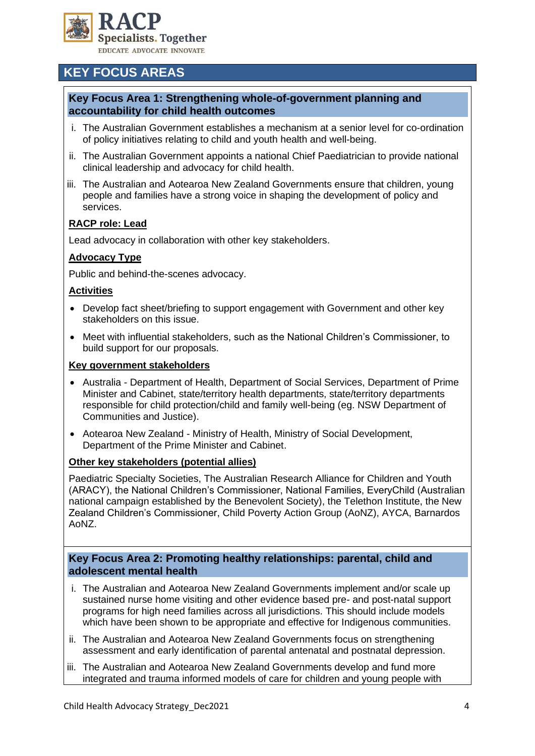## KEY FOCUS AREAS

### Key Focus Area 1: Strengthening whole-of-government planning and accountability for child health outcomes

i. The Australian Government establishes a mechanism at a senior level for co-ordination of policy initiatives relating to child and youth health and well-being.

ii. The Australian Government appoints a national Chief Paediatrician to provide national clinical leadership and advocacy for child health.

iii. The Australian and Aotearoa New Zealand Governments ensure that children, young people and families have a strong voice in shaping the development of policy and services.

**RACP role: Lead**

Lead advocacy in collaboration with other key stakeholders.

**Advocacy Type**

Public and behind-the-scenes advocacy.

**Activities**

- Develop fact sheet/briefing to support engagement with Government and other key stakeholders on this issue.
- Meet with influential stakeholders, such as the National Children's Commissioner, to build support for our proposals.

**Key government stakeholders**

- Australia - Department of Health, Department of Social Services, Department of Prime Minister and Cabinet, state/territory health departments, state/territory departments responsible for child protection/child and family well-being (eg. NSW Department of Communities and Justice).
- Aotearoa New Zealand - Ministry of Health, Ministry of Social Development, Department of the Prime Minister and Cabinet.

**Other key stakeholders (potential allies)**

Paediatric Specialty Societies, The Australian Research Alliance for Children and Youth (ARACY), the National Children's Commissioner, National Families, EveryChild (Australian national campaign established by the Benevolent Society), the Telethon Institute, the New Zealand Children's Commissioner, Child Poverty Action Group (AoNZ), AYCA, Barnardos AoNZ.

### Key Focus Area 2: Promoting healthy relationships: parental, child and adolescent mental health

i. The Australian and Aotearoa New Zealand Governments implement and/or scale up sustained nurse home visiting and other evidence based pre- and post-natal support programs for high need families across all jurisdictions. This should include models which have been shown to be appropriate and effective for Indigenous communities.

ii. The Australian and Aotearoa New Zealand Governments focus on strengthening assessment and early identification of parental antenatal and postnatal depression.

iii. The Australian and Aotearoa New Zealand Governments develop and fund more integrated and trauma informed models of care for children and young people with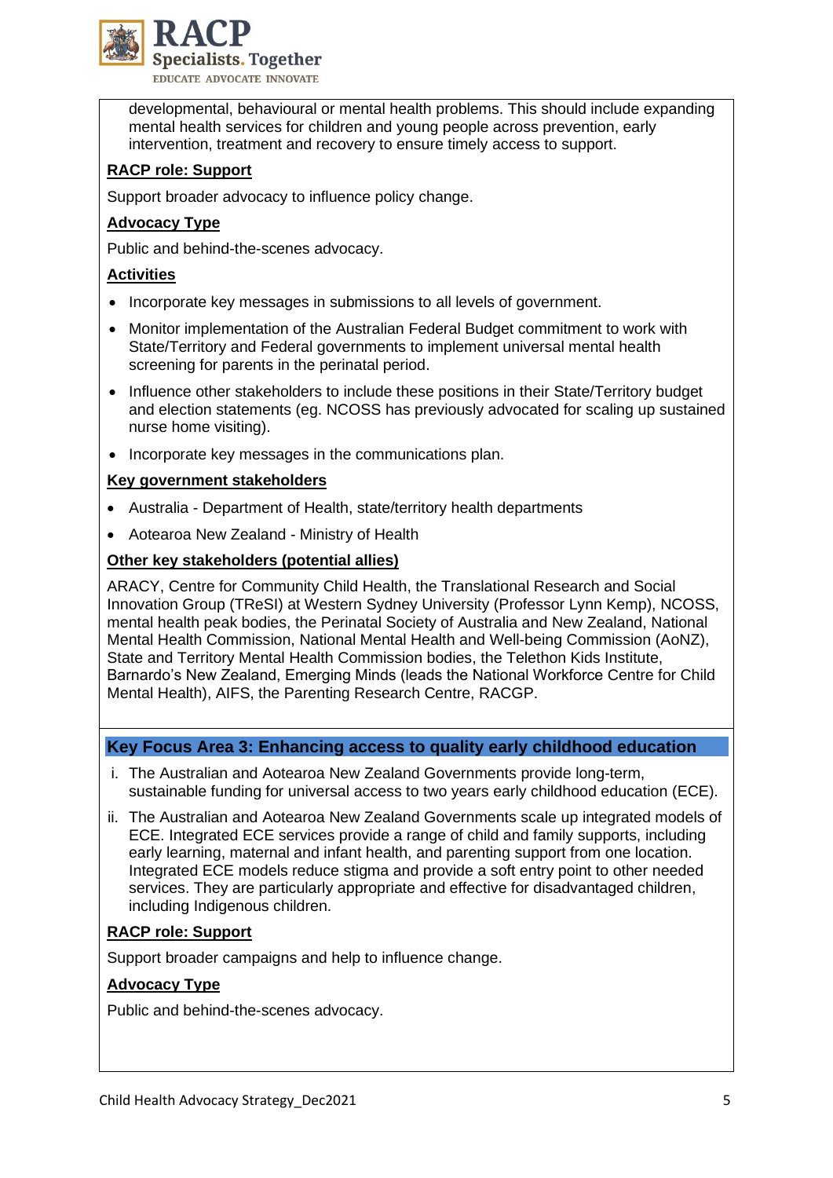developmental, behavioural or mental health problems. This should include expanding mental health services for children and young people across prevention, early intervention, treatment and recovery to ensure timely access to support.

**RACP role: Support**

Support broader advocacy to influence policy change.

**Advocacy Type**

Public and behind-the-scenes advocacy.

**Activities**

- Incorporate key messages in submissions to all levels of government.
- Monitor implementation of the Australian Federal Budget commitment to work with State/Territory and Federal governments to implement universal mental health screening for parents in the perinatal period.
- Influence other stakeholders to include these positions in their State/Territory budget and election statements (eg. NCOSS has previously advocated for scaling up sustained nurse home visiting).
- Incorporate key messages in the communications plan.

**Key government stakeholders**

- Australia - Department of Health, state/territory health departments
- Aotearoa New Zealand - Ministry of Health

**Other key stakeholders (potential allies)**

ARACY, Centre for Community Child Health, the Translational Research and Social Innovation Group (TReSI) at Western Sydney University (Professor Lynn Kemp), NCOSS, mental health peak bodies, the Perinatal Society of Australia and New Zealand, National Mental Health Commission, National Mental Health and Well-being Commission (AoNZ), State and Territory Mental Health Commission bodies, the Telethon Kids Institute, Barnardo's New Zealand, Emerging Minds (leads the National Workforce Centre for Child Mental Health), AIFS, the Parenting Research Centre, RACGP.

## Key Focus Area 3: Enhancing access to quality early childhood education

i. The Australian and Aotearoa New Zealand Governments provide long-term, sustainable funding for universal access to two years early childhood education (ECE).

ii. The Australian and Aotearoa New Zealand Governments scale up integrated models of ECE. Integrated ECE services provide a range of child and family supports, including early learning, maternal and infant health, and parenting support from one location. Integrated ECE models reduce stigma and provide a soft entry point to other needed services. They are particularly appropriate and effective for disadvantaged children, including Indigenous children.

**RACP role: Support**

Support broader campaigns and help to influence change.

**Advocacy Type**

Public and behind-the-scenes advocacy.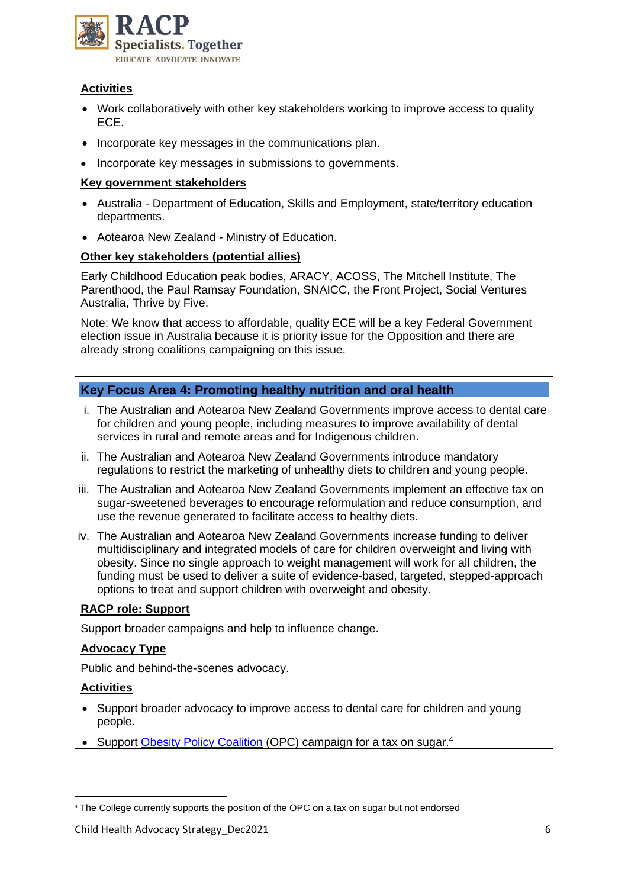**Activities**

- Work collaboratively with other key stakeholders working to improve access to quality ECE.
- Incorporate key messages in the communications plan.
- Incorporate key messages in submissions to governments.

**Key government stakeholders**

- Australia - Department of Education, Skills and Employment, state/territory education departments.
- Aotearoa New Zealand - Ministry of Education.

**Other key stakeholders (potential allies)**

Early Childhood Education peak bodies, ARACY, ACOSS, The Mitchell Institute, The Parenthood, the Paul Ramsay Foundation, SNAICC, the Front Project, Social Ventures Australia, Thrive by Five.

Note: We know that access to affordable, quality ECE will be a key Federal Government election issue in Australia because it is priority issue for the Opposition and there are already strong coalitions campaigning on this issue.

## Key Focus Area 4: Promoting healthy nutrition and oral health

i. The Australian and Aotearoa New Zealand Governments improve access to dental care for children and young people, including measures to improve availability of dental services in rural and remote areas and for Indigenous children.

ii. The Australian and Aotearoa New Zealand Governments introduce mandatory regulations to restrict the marketing of unhealthy diets to children and young people.

iii. The Australian and Aotearoa New Zealand Governments implement an effective tax on sugar-sweetened beverages to encourage reformulation and reduce consumption, and use the revenue generated to facilitate access to healthy diets.

iv. The Australian and Aotearoa New Zealand Governments increase funding to deliver multidisciplinary and integrated models of care for children overweight and living with obesity. Since no single approach to weight management will work for all children, the funding must be used to deliver a suite of evidence-based, targeted, stepped-approach options to treat and support children with overweight and obesity.

**RACP role: Support**

Support broader campaigns and help to influence change.

**Advocacy Type**

Public and behind-the-scenes advocacy.

**Activities**

- Support broader advocacy to improve access to dental care for children and young people.
- Support Obesity Policy Coalition (OPC) campaign for a tax on sugar.[4]

[4] The College currently supports the position of the OPC on a tax on sugar but not endorsed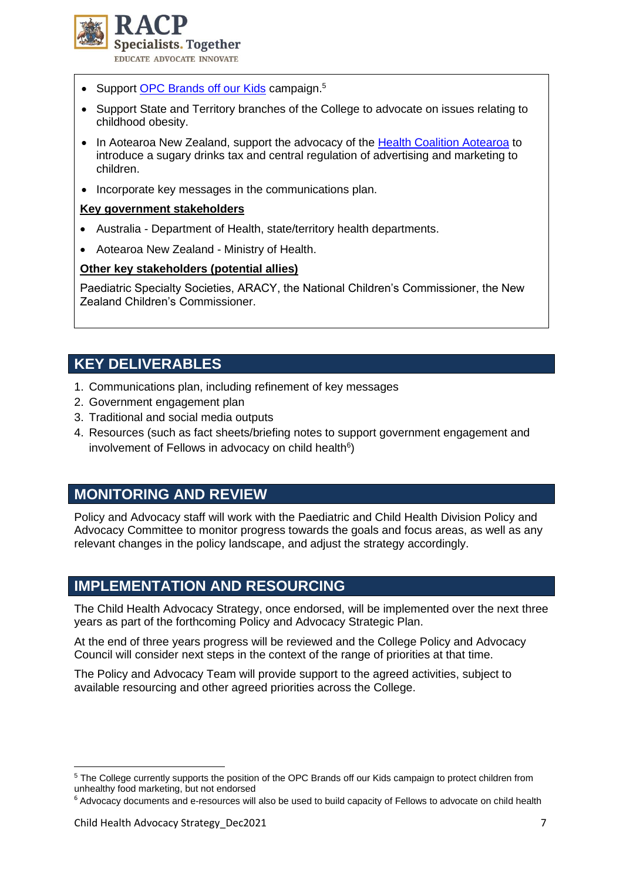- Support [OPC Brands off our Kids](OPC Brands off our Kids) campaign.[5]
- Support State and Territory branches of the College to advocate on issues relating to childhood obesity.
- In Aotearoa New Zealand, support the advocacy of the Health Coalition Aotearoa to introduce a sugary drinks tax and central regulation of advertising and marketing to children.
- Incorporate key messages in the communications plan.

**Key government stakeholders**

- Australia - Department of Health, state/territory health departments.
- Aotearoa New Zealand - Ministry of Health.

**Other key stakeholders (potential allies)**

Paediatric Specialty Societies, ARACY, the National Children's Commissioner, the New Zealand Children's Commissioner.

## KEY DELIVERABLES

1. Communications plan, including refinement of key messages
2. Government engagement plan
3. Traditional and social media outputs
4. Resources (such as fact sheets/briefing notes to support government engagement and involvement of Fellows in advocacy on child health[6])

## MONITORING AND REVIEW

Policy and Advocacy staff will work with the Paediatric and Child Health Division Policy and Advocacy Committee to monitor progress towards the goals and focus areas, as well as any relevant changes in the policy landscape, and adjust the strategy accordingly.

## IMPLEMENTATION AND RESOURCING

The Child Health Advocacy Strategy, once endorsed, will be implemented over the next three years as part of the forthcoming Policy and Advocacy Strategic Plan.

At the end of three years progress will be reviewed and the College Policy and Advocacy Council will consider next steps in the context of the range of priorities at that time.

The Policy and Advocacy Team will provide support to the agreed activities, subject to available resourcing and other agreed priorities across the College.

---

[5] The College currently supports the position of the OPC Brands off our Kids campaign to protect children from unhealthy food marketing, but not endorsed

[6] Advocacy documents and e-resources will also be used to build capacity of Fellows to advocate on child health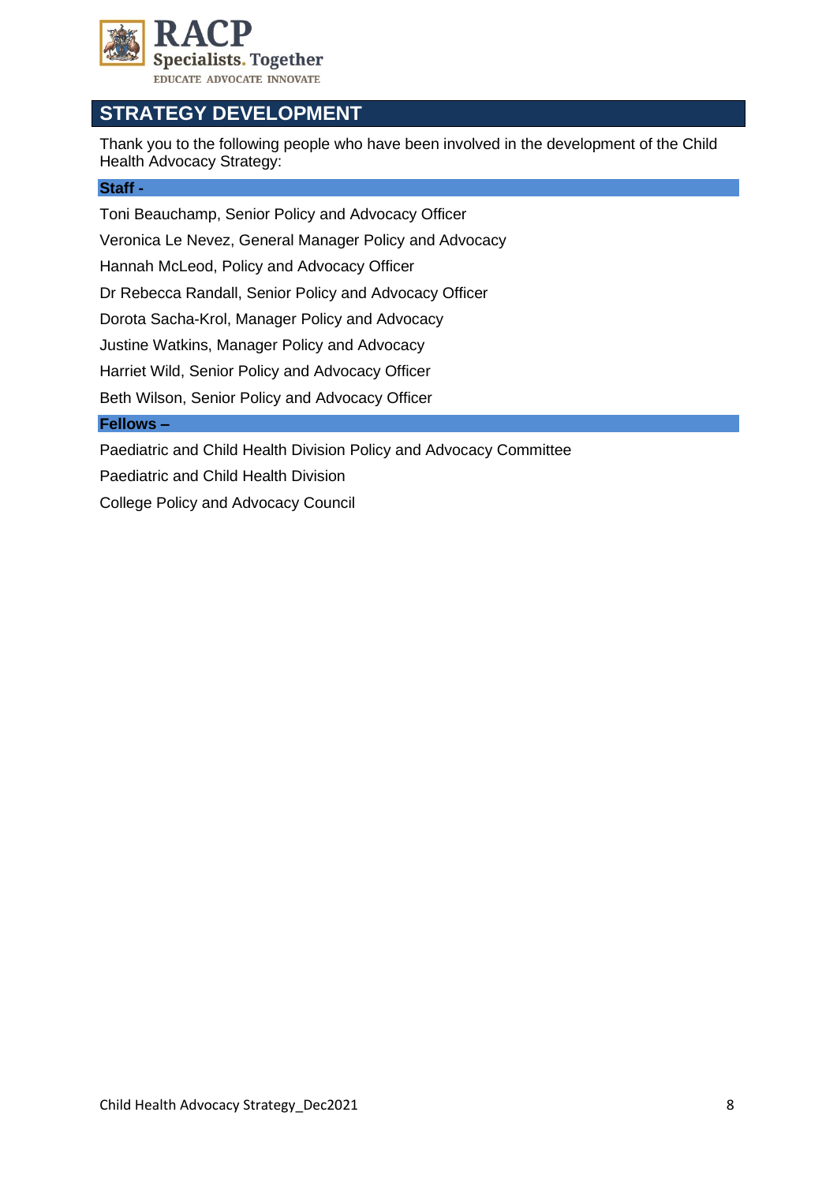## STRATEGY DEVELOPMENT

Thank you to the following people who have been involved in the development of the Child Health Advocacy Strategy:

**Staff -**

Toni Beauchamp, Senior Policy and Advocacy Officer

Veronica Le Nevez, General Manager Policy and Advocacy

Hannah McLeod, Policy and Advocacy Officer

Dr Rebecca Randall, Senior Policy and Advocacy Officer

Dorota Sacha-Krol, Manager Policy and Advocacy

Justine Watkins, Manager Policy and Advocacy

Harriet Wild, Senior Policy and Advocacy Officer

Beth Wilson, Senior Policy and Advocacy Officer

**Fellows –**

Paediatric and Child Health Division Policy and Advocacy Committee

Paediatric and Child Health Division

College Policy and Advocacy Council